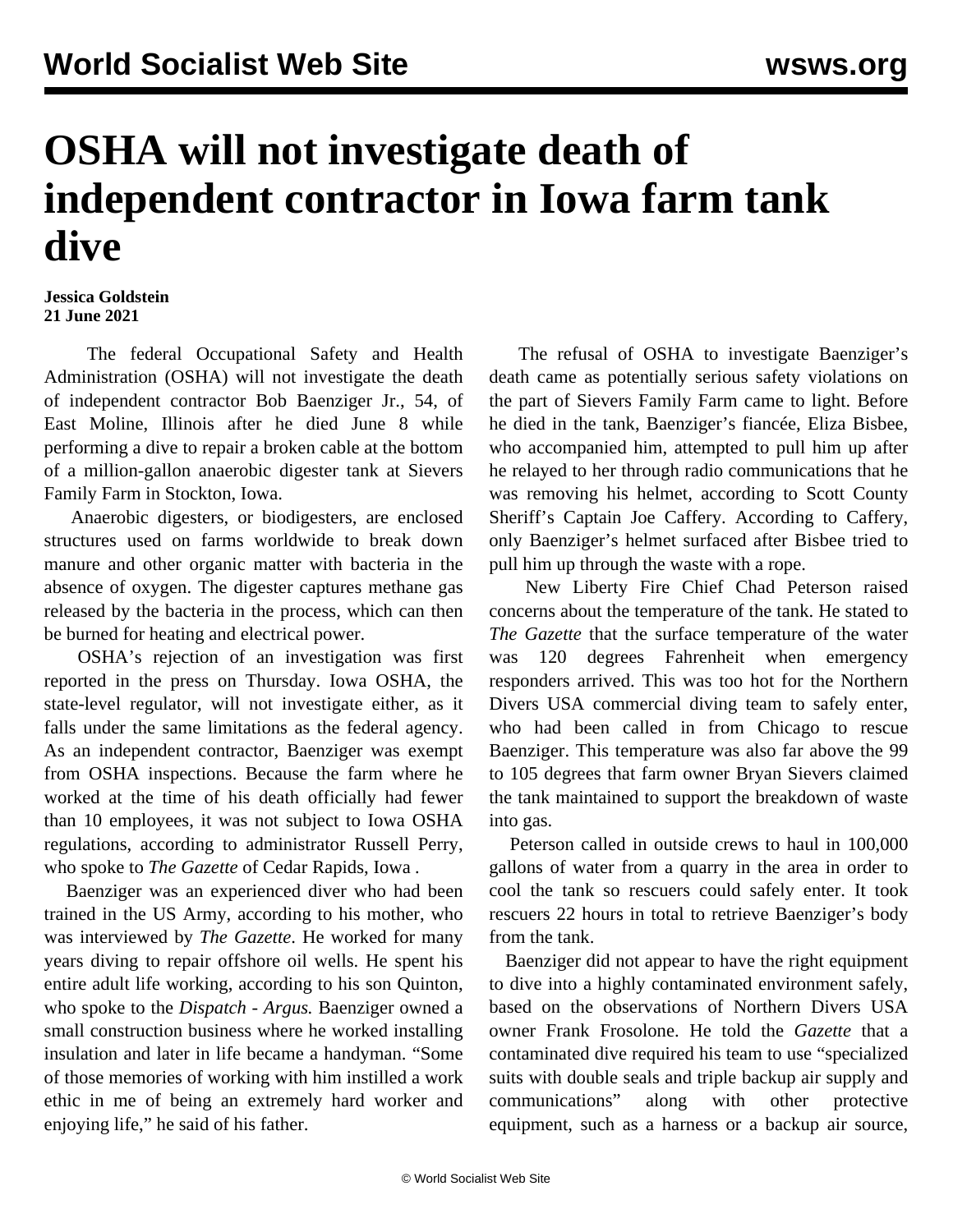# OSHA will not investigate death of independent contractor in Iowa farm tank dive

**Jessica Goldstein**
**21 June 2021**

The federal Occupational Safety and Health Administration (OSHA) will not investigate the death of independent contractor Bob Baenziger Jr., 54, of East Moline, Illinois after he died June 8 while performing a dive to repair a broken cable at the bottom of a million-gallon anaerobic digester tank at Sievers Family Farm in Stockton, Iowa.

Anaerobic digesters, or biodigesters, are enclosed structures used on farms worldwide to break down manure and other organic matter with bacteria in the absence of oxygen. The digester captures methane gas released by the bacteria in the process, which can then be burned for heating and electrical power.

OSHA's rejection of an investigation was first reported in the press on Thursday. Iowa OSHA, the state-level regulator, will not investigate either, as it falls under the same limitations as the federal agency. As an independent contractor, Baenziger was exempt from OSHA inspections. Because the farm where he worked at the time of his death officially had fewer than 10 employees, it was not subject to Iowa OSHA regulations, according to administrator Russell Perry, who spoke to *The Gazette* of Cedar Rapids, Iowa .

Baenziger was an experienced diver who had been trained in the US Army, according to his mother, who was interviewed by *The Gazette*. He worked for many years diving to repair offshore oil wells. He spent his entire adult life working, according to his son Quinton, who spoke to the *Dispatch - Argus.* Baenziger owned a small construction business where he worked installing insulation and later in life became a handyman. "Some of those memories of working with him instilled a work ethic in me of being an extremely hard worker and enjoying life," he said of his father.

The refusal of OSHA to investigate Baenziger's death came as potentially serious safety violations on the part of Sievers Family Farm came to light. Before he died in the tank, Baenziger's fiancée, Eliza Bisbee, who accompanied him, attempted to pull him up after he relayed to her through radio communications that he was removing his helmet, according to Scott County Sheriff's Captain Joe Caffery. According to Caffery, only Baenziger's helmet surfaced after Bisbee tried to pull him up through the waste with a rope.

New Liberty Fire Chief Chad Peterson raised concerns about the temperature of the tank. He stated to *The Gazette* that the surface temperature of the water was 120 degrees Fahrenheit when emergency responders arrived. This was too hot for the Northern Divers USA commercial diving team to safely enter, who had been called in from Chicago to rescue Baenziger. This temperature was also far above the 99 to 105 degrees that farm owner Bryan Sievers claimed the tank maintained to support the breakdown of waste into gas.

Peterson called in outside crews to haul in 100,000 gallons of water from a quarry in the area in order to cool the tank so rescuers could safely enter. It took rescuers 22 hours in total to retrieve Baenziger's body from the tank.

Baenziger did not appear to have the right equipment to dive into a highly contaminated environment safely, based on the observations of Northern Divers USA owner Frank Frosolone. He told the *Gazette* that a contaminated dive required his team to use "specialized suits with double seals and triple backup air supply and communications" along with other protective equipment, such as a harness or a backup air source,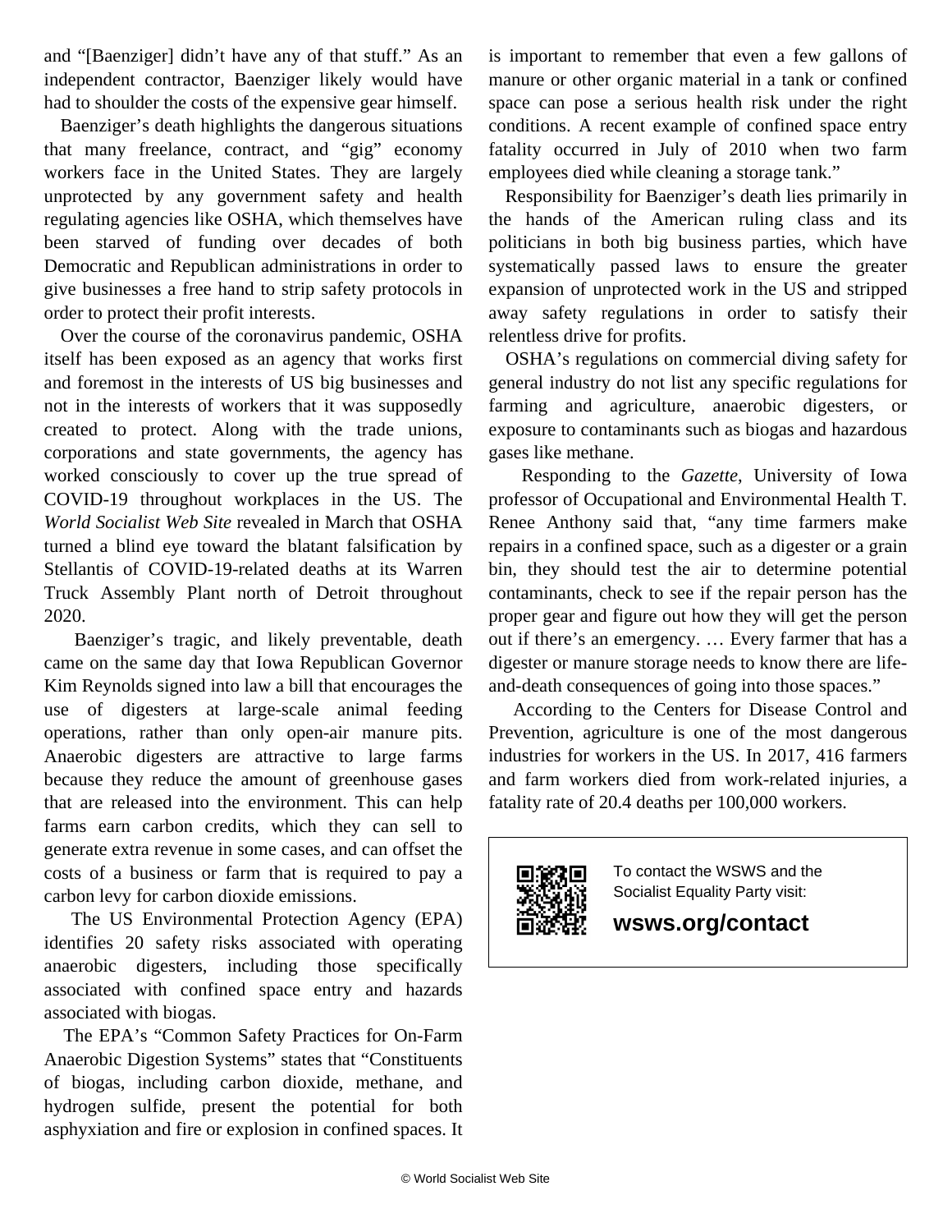and "[Baenziger] didn't have any of that stuff." As an independent contractor, Baenziger likely would have had to shoulder the costs of the expensive gear himself.

Baenziger's death highlights the dangerous situations that many freelance, contract, and "gig" economy workers face in the United States. They are largely unprotected by any government safety and health regulating agencies like OSHA, which themselves have been starved of funding over decades of both Democratic and Republican administrations in order to give businesses a free hand to strip safety protocols in order to protect their profit interests.

Over the course of the coronavirus pandemic, OSHA itself has been exposed as an agency that works first and foremost in the interests of US big businesses and not in the interests of workers that it was supposedly created to protect. Along with the trade unions, corporations and state governments, the agency has worked consciously to cover up the true spread of COVID-19 throughout workplaces in the US. The *World Socialist Web Site* revealed in March that OSHA turned a blind eye toward the blatant falsification by Stellantis of COVID-19-related deaths at its Warren Truck Assembly Plant north of Detroit throughout 2020.

Baenziger's tragic, and likely preventable, death came on the same day that Iowa Republican Governor Kim Reynolds signed into law a bill that encourages the use of digesters at large-scale animal feeding operations, rather than only open-air manure pits. Anaerobic digesters are attractive to large farms because they reduce the amount of greenhouse gases that are released into the environment. This can help farms earn carbon credits, which they can sell to generate extra revenue in some cases, and can offset the costs of a business or farm that is required to pay a carbon levy for carbon dioxide emissions.

The US Environmental Protection Agency (EPA) identifies 20 safety risks associated with operating anaerobic digesters, including those specifically associated with confined space entry and hazards associated with biogas.

The EPA's "Common Safety Practices for On-Farm Anaerobic Digestion Systems" states that "Constituents of biogas, including carbon dioxide, methane, and hydrogen sulfide, present the potential for both asphyxiation and fire or explosion in confined spaces. It is important to remember that even a few gallons of manure or other organic material in a tank or confined space can pose a serious health risk under the right conditions. A recent example of confined space entry fatality occurred in July of 2010 when two farm employees died while cleaning a storage tank."

Responsibility for Baenziger's death lies primarily in the hands of the American ruling class and its politicians in both big business parties, which have systematically passed laws to ensure the greater expansion of unprotected work in the US and stripped away safety regulations in order to satisfy their relentless drive for profits.

OSHA's regulations on commercial diving safety for general industry do not list any specific regulations for farming and agriculture, anaerobic digesters, or exposure to contaminants such as biogas and hazardous gases like methane.

Responding to the *Gazette*, University of Iowa professor of Occupational and Environmental Health T. Renee Anthony said that, "any time farmers make repairs in a confined space, such as a digester or a grain bin, they should test the air to determine potential contaminants, check to see if the repair person has the proper gear and figure out how they will get the person out if there's an emergency. … Every farmer that has a digester or manure storage needs to know there are life-and-death consequences of going into those spaces."

According to the Centers for Disease Control and Prevention, agriculture is one of the most dangerous industries for workers in the US. In 2017, 416 farmers and farm workers died from work-related injuries, a fatality rate of 20.4 deaths per 100,000 workers.

To contact the WSWS and the Socialist Equality Party visit:

**wsws.org/contact**